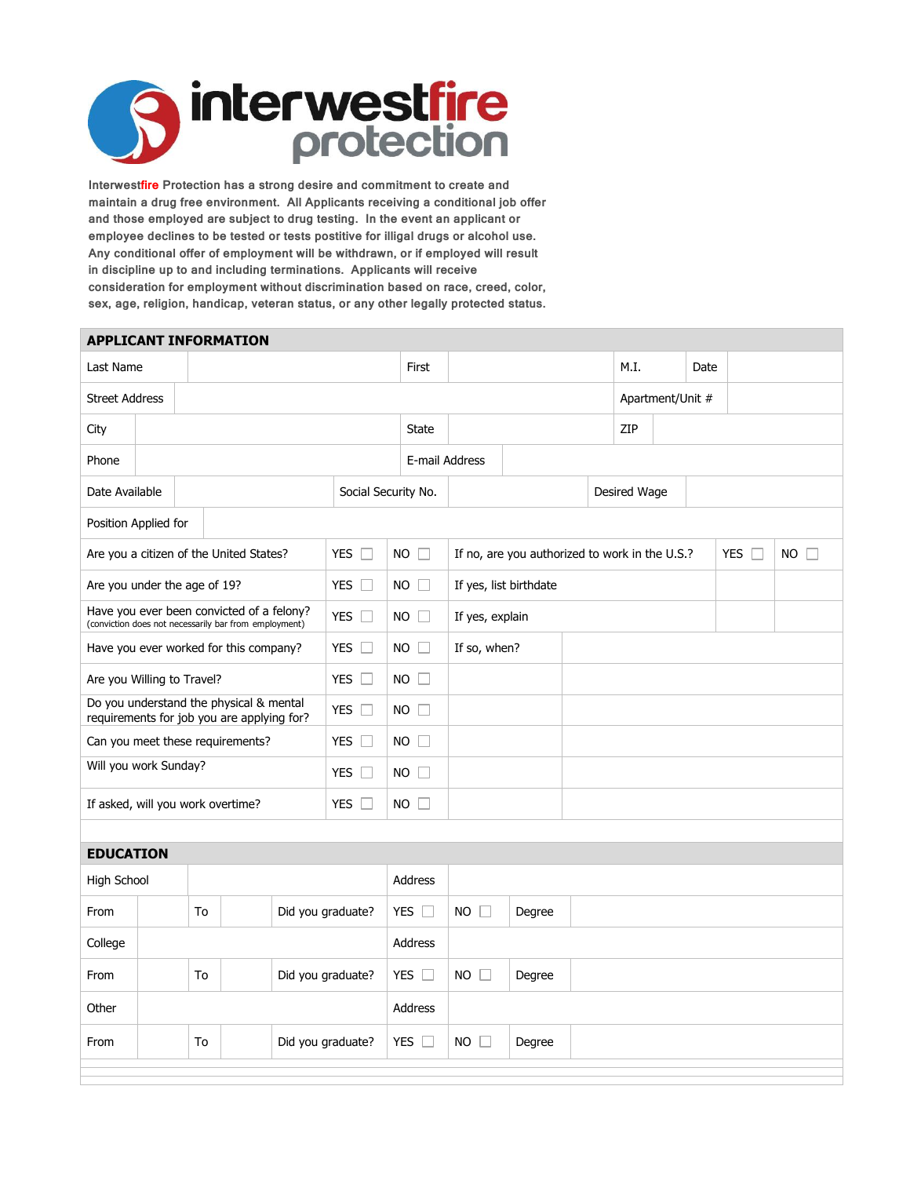# interwestfire protection

**Interwestfire Protection has a strong desire and commitment to create and maintain a drug free environment. All Applicants receiving a conditional job offer and those employed are subject to drug testing. In the event an applicant or employee declines to be tested or tests postitive for illgal drugs or alcohol use. Any conditional offer of employment will be withdrawn, or if employed will result in discipline up to and including terminations. Applicants will receive consideration for employment without discrimination based on race, creed, color, sex, age, religion, handicap, veteran status, or any other legally protected status.**

## APPLICANT INFORMATION

| | | | | | |
|---|---|---|---|---|---|
| Last Name | | First | | M.I. | Date |
| Street Address | | | | Apartment/Unit # | |
| City | | State | | ZIP | |
| Phone | | E-mail Address | | | |
| Date Available | | Social Security No. | | Desired Wage | |
| Position Applied for | | | | | |

| | | | | | |
|---|---|---|---|---|---|
| Are you a citizen of the United States? | YES ☐ | NO ☐ | If no, are you authorized to work in the U.S.? | YES ☐ | NO ☐ |
| Are you under the age of 19? | YES ☐ | NO ☐ | If yes, list birthdate | | |
| Have you ever been convicted of a felony? (conviction does not necessarily bar from employment) | YES ☐ | NO ☐ | If yes, explain | | |
| Have you ever worked for this company? | YES ☐ | NO ☐ | If so, when? | | |
| Are you Willing to Travel? | YES ☐ | NO ☐ | | | |
| Do you understand the physical & mental requirements for job you are applying for? | YES ☐ | NO ☐ | | | |
| Can you meet these requirements? | YES ☐ | NO ☐ | | | |
| Will you work Sunday? | YES ☐ | NO ☐ | | | |
| If asked, will you work overtime? | YES ☐ | NO ☐ | | | |

## EDUCATION

| | | | | | | | |
|---|---|---|---|---|---|---|---|
| High School | | | | Address | | | |
| From | | To | | Did you graduate? | YES ☐ | NO ☐ | Degree |
| College | | | | Address | | | |
| From | | To | | Did you graduate? | YES ☐ | NO ☐ | Degree |
| Other | | | | Address | | | |
| From | | To | | Did you graduate? | YES ☐ | NO ☐ | Degree |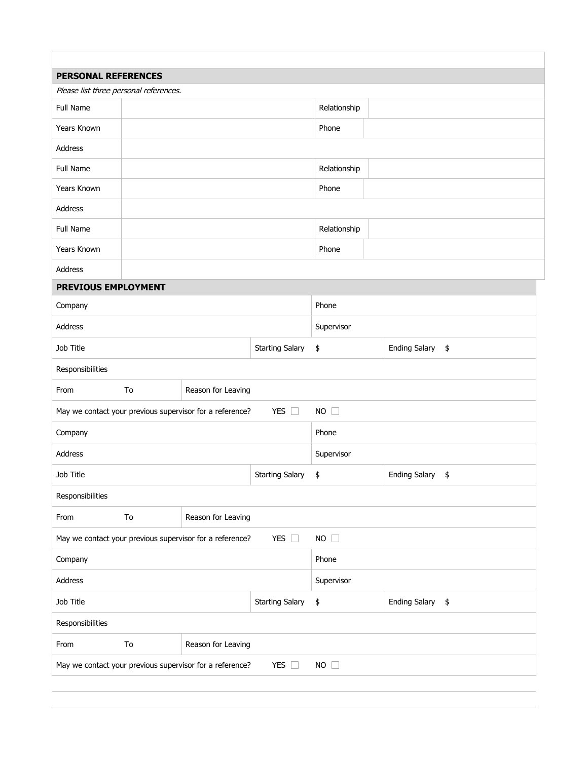## PERSONAL REFERENCES

*Please list three personal references.*

| | | | |
|---|---|---|---|
| Full Name | | Relationship | |
| Years Known | | Phone | |
| Address | | | |
| Full Name | | Relationship | |
| Years Known | | Phone | |
| Address | | | |
| Full Name | | Relationship | |
| Years Known | | Phone | |
| Address | | | |

## PREVIOUS EMPLOYMENT

| | | | | |
|---|---|---|---|---|
| Company | | | Phone | |
| Address | | | Supervisor | |
| Job Title | | Starting Salary | $ | Ending Salary $ |
| Responsibilities | | | | |
| From | To | Reason for Leaving | | |
| May we contact your previous supervisor for a reference? | | YES ☐ | NO ☐ | |
| Company | | | Phone | |
| Address | | | Supervisor | |
| Job Title | | Starting Salary | $ | Ending Salary $ |
| Responsibilities | | | | |
| From | To | Reason for Leaving | | |
| May we contact your previous supervisor for a reference? | | YES ☐ | NO ☐ | |
| Company | | | Phone | |
| Address | | | Supervisor | |
| Job Title | | Starting Salary | $ | Ending Salary $ |
| Responsibilities | | | | |
| From | To | Reason for Leaving | | |
| May we contact your previous supervisor for a reference? | | YES ☐ | NO ☐ | |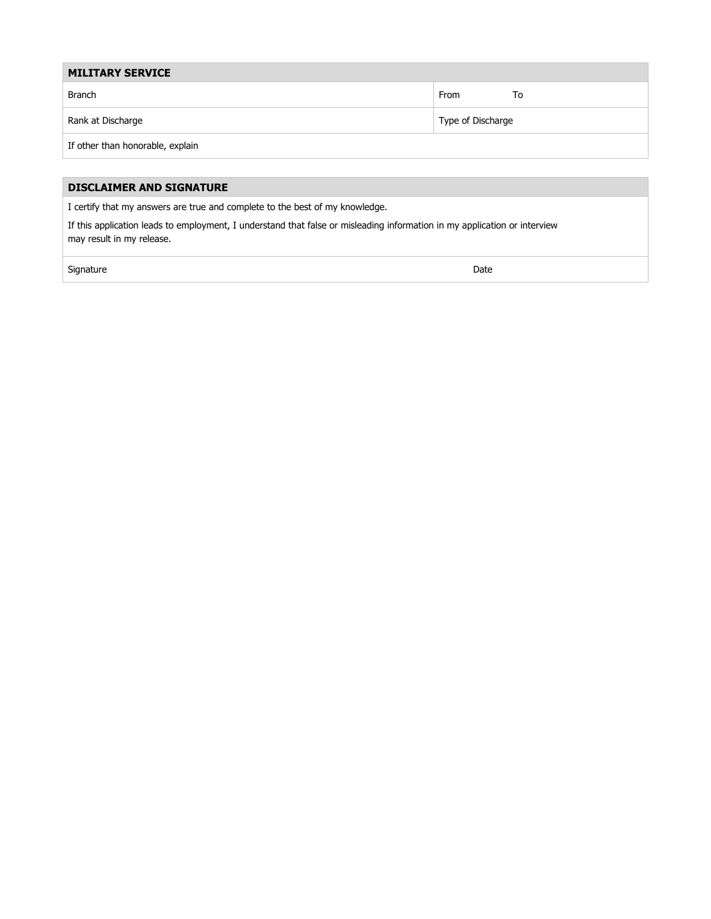## MILITARY SERVICE

| Branch | From To |
|---|---|
| Rank at Discharge | Type of Discharge |
| If other than honorable, explain | |

## DISCLAIMER AND SIGNATURE

I certify that my answers are true and complete to the best of my knowledge.

If this application leads to employment, I understand that false or misleading information in my application or interview may result in my release.

| Signature | Date |
|---|---|